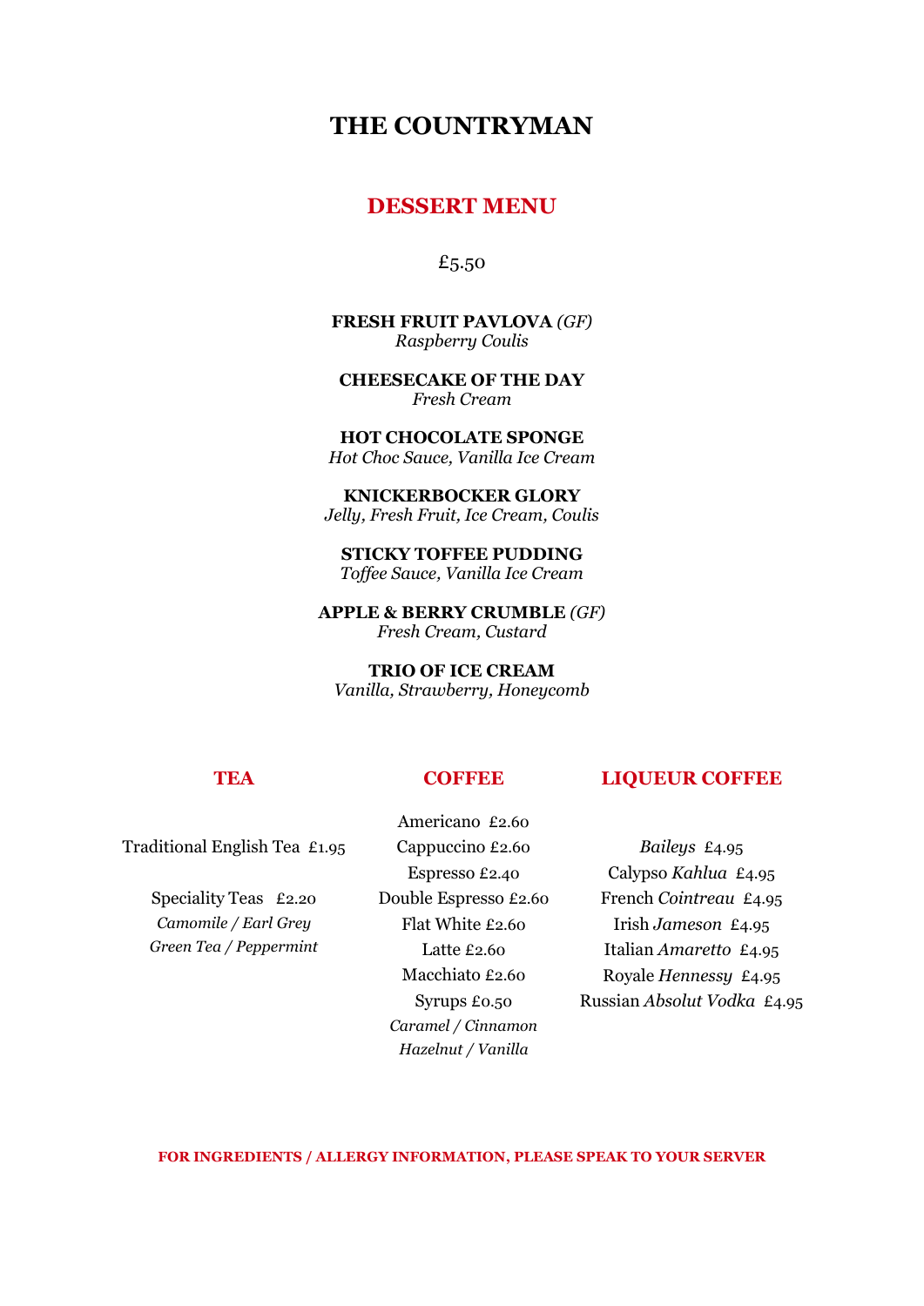# THE COUNTRYMAN

## DESSERT MENU

£5.50

**FRESH FRUIT PAVLOVA** *(GF)*
*Raspberry Coulis*

**CHEESECAKE OF THE DAY**
*Fresh Cream*

**HOT CHOCOLATE SPONGE**
*Hot Choc Sauce, Vanilla Ice Cream*

**KNICKERBOCKER GLORY**
*Jelly, Fresh Fruit, Ice Cream, Coulis*

**STICKY TOFFEE PUDDING**
*Toffee Sauce, Vanilla Ice Cream*

**APPLE & BERRY CRUMBLE** *(GF)*
*Fresh Cream, Custard*

**TRIO OF ICE CREAM**
*Vanilla, Strawberry, Honeycomb*

## TEA

Traditional English Tea £1.95

Speciality Teas £2.20
*Camomile / Earl Grey*
*Green Tea / Peppermint*

## COFFEE

Americano £2.60
Cappuccino £2.60
Espresso £2.40
Double Espresso £2.60
Flat White £2.60
Latte £2.60
Macchiato £2.60
Syrups £0.50
*Caramel / Cinnamon*
*Hazelnut / Vanilla*

## LIQUEUR COFFEE

*Baileys* £4.95
Calypso *Kahlua* £4.95
French *Cointreau* £4.95
Irish *Jameson* £4.95
Italian *Amaretto* £4.95
Royale *Hennessy* £4.95
Russian *Absolut Vodka* £4.95

**FOR INGREDIENTS / ALLERGY INFORMATION, PLEASE SPEAK TO YOUR SERVER**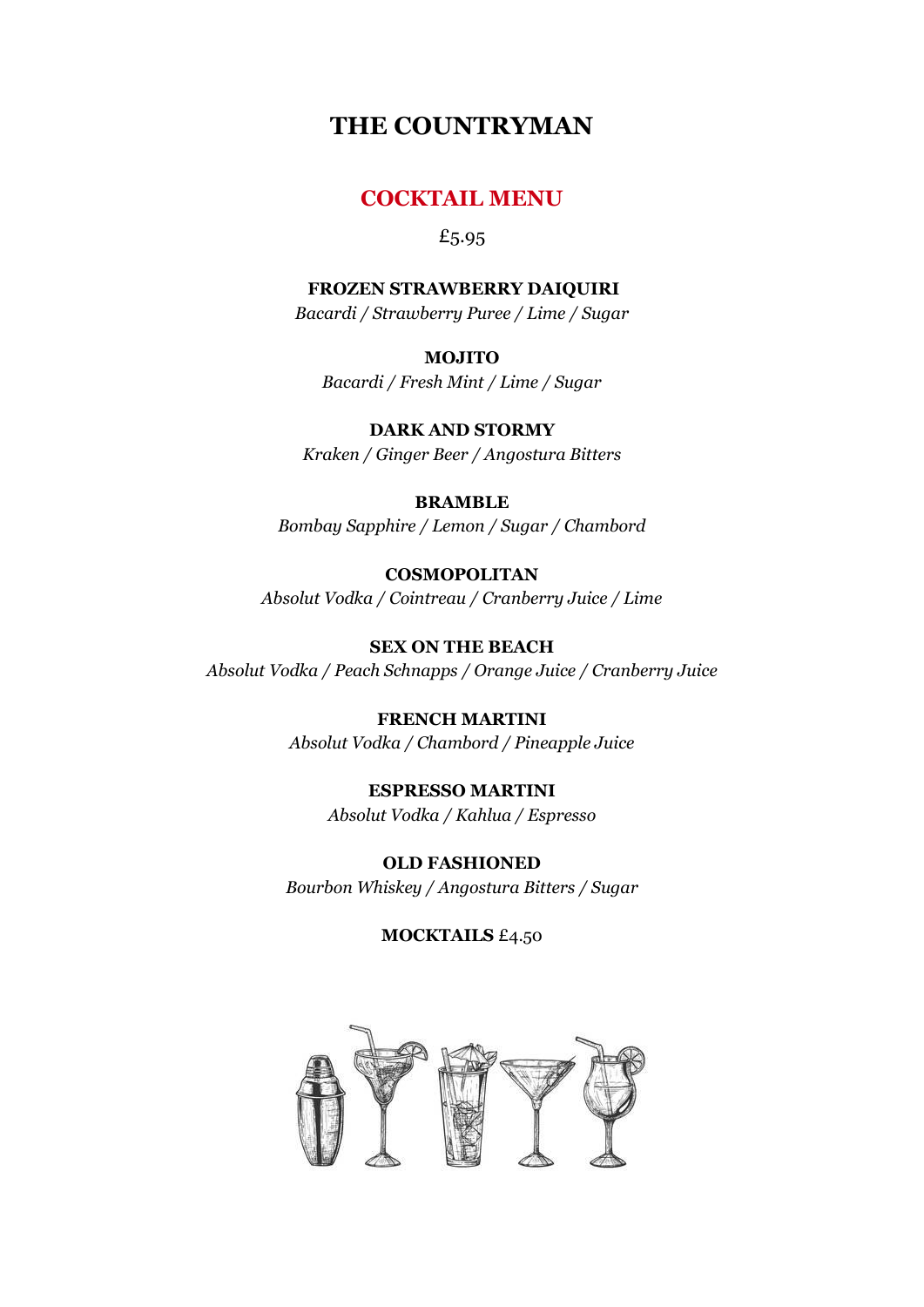# THE COUNTRYMAN

## COCKTAIL MENU

£5.95

**FROZEN STRAWBERRY DAIQUIRI**
*Bacardi / Strawberry Puree / Lime / Sugar*

**MOJITO**
*Bacardi / Fresh Mint / Lime / Sugar*

**DARK AND STORMY**
*Kraken / Ginger Beer / Angostura Bitters*

**BRAMBLE**
*Bombay Sapphire / Lemon / Sugar / Chambord*

**COSMOPOLITAN**
*Absolut Vodka / Cointreau / Cranberry Juice / Lime*

**SEX ON THE BEACH**
*Absolut Vodka / Peach Schnapps / Orange Juice / Cranberry Juice*

**FRENCH MARTINI**
*Absolut Vodka / Chambord / Pineapple Juice*

**ESPRESSO MARTINI**
*Absolut Vodka / Kahlua / Espresso*

**OLD FASHIONED**
*Bourbon Whiskey / Angostura Bitters / Sugar*

**MOCKTAILS** £4.50